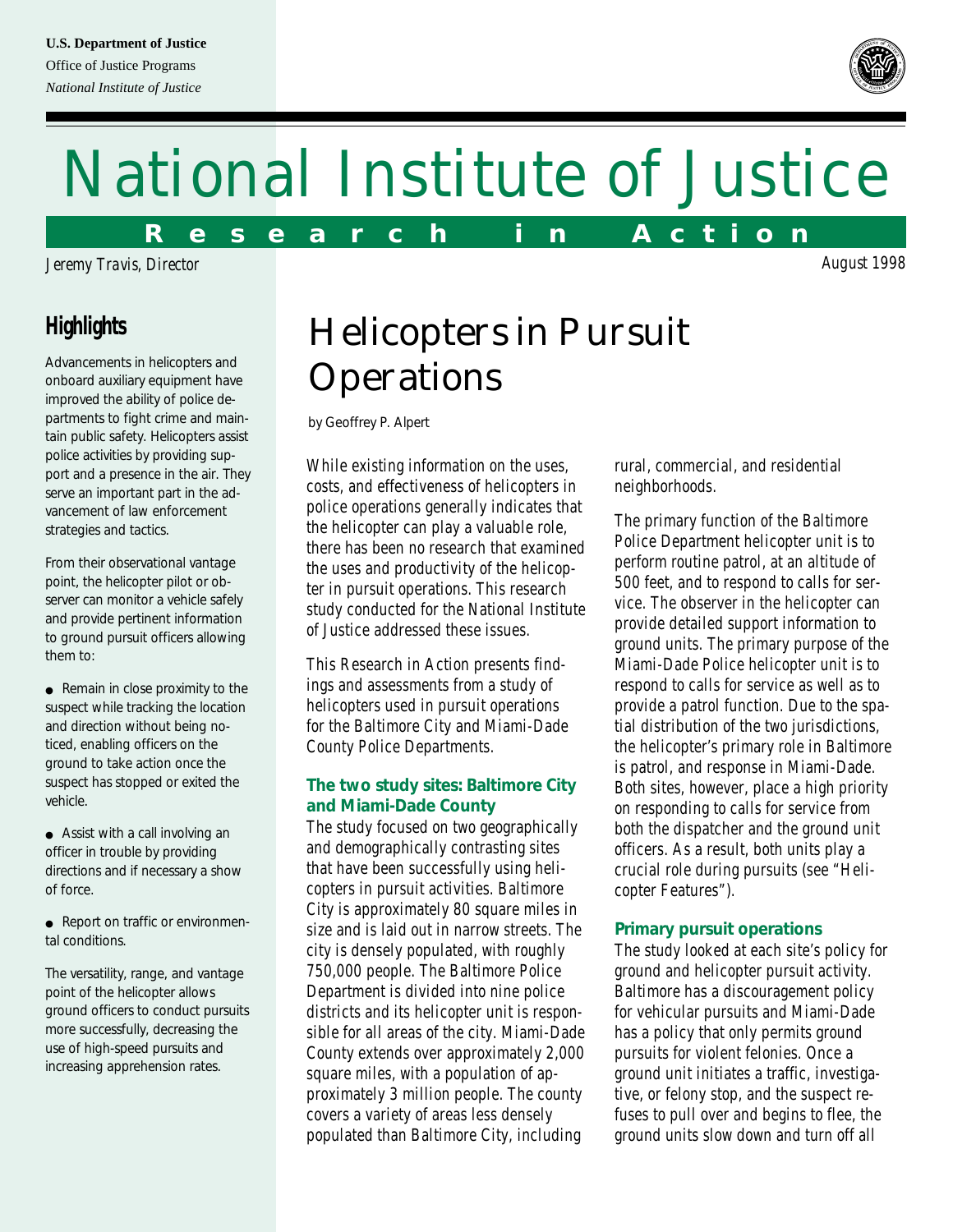U.S. Department of Justice
Office of Justice Programs
*National Institute of Justice*

# National Institute of Justice

**Research in Action**

*Jeremy Travis, Director*

*August 1998*

## Highlights

Advancements in helicopters and onboard auxiliary equipment have improved the ability of police departments to fight crime and maintain public safety. Helicopters assist police activities by providing support and a presence in the air. They serve an important part in the advancement of law enforcement strategies and tactics.

From their observational vantage point, the helicopter pilot or observer can monitor a vehicle safely and provide pertinent information to ground pursuit officers allowing them to:

- Remain in close proximity to the suspect while tracking the location and direction without being noticed, enabling officers on the ground to take action once the suspect has stopped or exited the vehicle.
- Assist with a call involving an officer in trouble by providing directions and if necessary a show of force.
- Report on traffic or environmental conditions.

The versatility, range, and vantage point of the helicopter allows ground officers to conduct pursuits more successfully, decreasing the use of high-speed pursuits and increasing apprehension rates.

# Helicopters in Pursuit Operations

by Geoffrey P. Alpert

While existing information on the uses, costs, and effectiveness of helicopters in police operations generally indicates that the helicopter can play a valuable role, there has been no research that examined the uses and productivity of the helicopter in pursuit operations. This research study conducted for the National Institute of Justice addressed these issues.

This Research in Action presents findings and assessments from a study of helicopters used in pursuit operations for the Baltimore City and Miami-Dade County Police Departments.

### The two study sites: Baltimore City and Miami-Dade County

The study focused on two geographically and demographically contrasting sites that have been successfully using helicopters in pursuit activities. Baltimore City is approximately 80 square miles in size and is laid out in narrow streets. The city is densely populated, with roughly 750,000 people. The Baltimore Police Department is divided into nine police districts and its helicopter unit is responsible for all areas of the city. Miami-Dade County extends over approximately 2,000 square miles, with a population of approximately 3 million people. The county covers a variety of areas less densely populated than Baltimore City, including rural, commercial, and residential neighborhoods.

The primary function of the Baltimore Police Department helicopter unit is to perform routine patrol, at an altitude of 500 feet, and to respond to calls for service. The observer in the helicopter can provide detailed support information to ground units. The primary purpose of the Miami-Dade Police helicopter unit is to respond to calls for service as well as to provide a patrol function. Due to the spatial distribution of the two jurisdictions, the helicopter's primary role in Baltimore is patrol, and response in Miami-Dade. Both sites, however, place a high priority on responding to calls for service from both the dispatcher and the ground unit officers. As a result, both units play a crucial role during pursuits (see "Helicopter Features").

### Primary pursuit operations

The study looked at each site's policy for ground and helicopter pursuit activity. Baltimore has a discouragement policy for vehicular pursuits and Miami-Dade has a policy that only permits ground pursuits for violent felonies. Once a ground unit initiates a traffic, investigative, or felony stop, and the suspect refuses to pull over and begins to flee, the ground units slow down and turn off all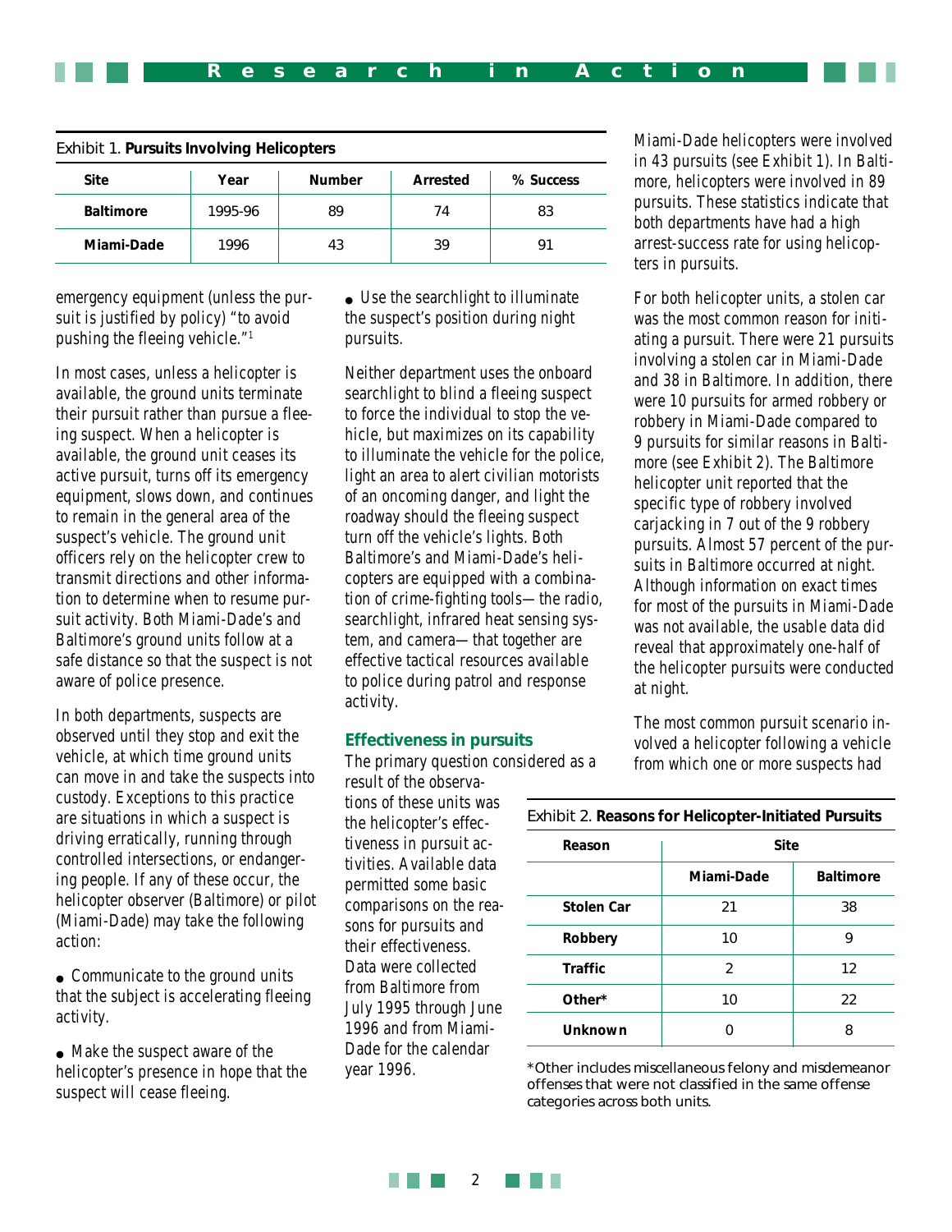Exhibit 1. **Pursuits Involving Helicopters**

| Site | Year | Number | Arrested | % Success |
|---|---|---|---|---|
| **Baltimore** | 1995-96 | 89 | 74 | 83 |
| **Miami-Dade** | 1996 | 43 | 39 | 91 |

emergency equipment (unless the pursuit is justified by policy) "to avoid pushing the fleeing vehicle."[1]

In most cases, unless a helicopter is available, the ground units terminate their pursuit rather than pursue a fleeing suspect. When a helicopter is available, the ground unit ceases its active pursuit, turns off its emergency equipment, slows down, and continues to remain in the general area of the suspect's vehicle. The ground unit officers rely on the helicopter crew to transmit directions and other information to determine when to resume pursuit activity. Both Miami-Dade's and Baltimore's ground units follow at a safe distance so that the suspect is not aware of police presence.

In both departments, suspects are observed until they stop and exit the vehicle, at which time ground units can move in and take the suspects into custody. Exceptions to this practice are situations in which a suspect is driving erratically, running through controlled intersections, or endangering people. If any of these occur, the helicopter observer (Baltimore) or pilot (Miami-Dade) may take the following action:

- Communicate to the ground units that the subject is accelerating fleeing activity.
- Make the suspect aware of the helicopter's presence in hope that the suspect will cease fleeing.
- Use the searchlight to illuminate the suspect's position during night pursuits.

Neither department uses the onboard searchlight to blind a fleeing suspect to force the individual to stop the vehicle, but maximizes on its capability to illuminate the vehicle for the police, light an area to alert civilian motorists of an oncoming danger, and light the roadway should the fleeing suspect turn off the vehicle's lights. Both Baltimore's and Miami-Dade's helicopters are equipped with a combination of crime-fighting tools—the radio, searchlight, infrared heat sensing system, and camera—that together are effective tactical resources available to police during patrol and response activity.

## Effectiveness in pursuits

The primary question considered as a result of the observations of these units was the helicopter's effectiveness in pursuit activities. Available data permitted some basic comparisons on the reasons for pursuits and their effectiveness. Data were collected from Baltimore from July 1995 through June 1996 and from Miami-Dade for the calendar year 1996.

Miami-Dade helicopters were involved in 43 pursuits (see Exhibit 1). In Baltimore, helicopters were involved in 89 pursuits. These statistics indicate that both departments have had a high arrest-success rate for using helicopters in pursuits.

For both helicopter units, a stolen car was the most common reason for initiating a pursuit. There were 21 pursuits involving a stolen car in Miami-Dade and 38 in Baltimore. In addition, there were 10 pursuits for armed robbery or robbery in Miami-Dade compared to 9 pursuits for similar reasons in Baltimore (see Exhibit 2). The Baltimore helicopter unit reported that the specific type of robbery involved carjacking in 7 out of the 9 robbery pursuits. Almost 57 percent of the pursuits in Baltimore occurred at night. Although information on exact times for most of the pursuits in Miami-Dade was not available, the usable data did reveal that approximately one-half of the helicopter pursuits were conducted at night.

The most common pursuit scenario involved a helicopter following a vehicle from which one or more suspects had

Exhibit 2. **Reasons for Helicopter-Initiated Pursuits**

| Reason | Site | |
|---|---|---|
| | Miami-Dade | Baltimore |
| **Stolen Car** | 21 | 38 |
| **Robbery** | 10 | 9 |
| **Traffic** | 2 | 12 |
| **Other*** | 10 | 22 |
| **Unknown** | 0 | 8 |

*Other includes miscellaneous felony and misdemeanor offenses that were not classified in the same offense categories across both units.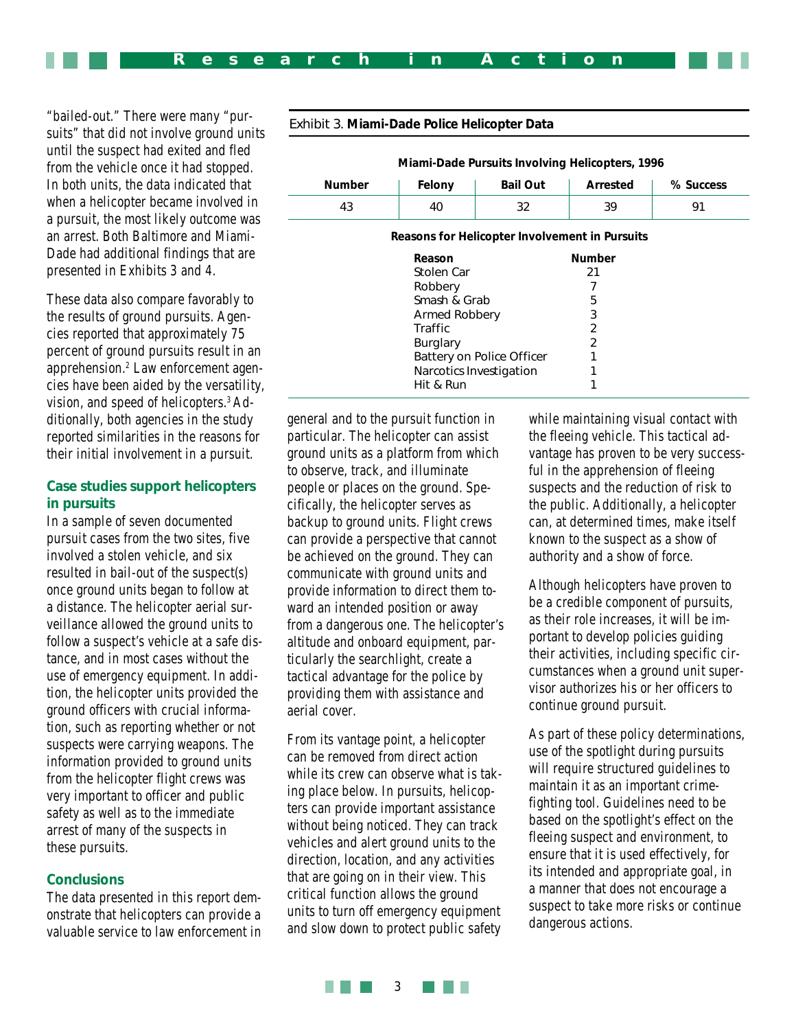"bailed-out." There were many "pursuits" that did not involve ground units until the suspect had exited and fled from the vehicle once it had stopped. In both units, the data indicated that when a helicopter became involved in a pursuit, the most likely outcome was an arrest. Both Baltimore and Miami-Dade had additional findings that are presented in Exhibits 3 and 4.

These data also compare favorably to the results of ground pursuits. Agencies reported that approximately 75 percent of ground pursuits result in an apprehension.[2] Law enforcement agencies have been aided by the versatility, vision, and speed of helicopters.[3] Additionally, both agencies in the study reported similarities in the reasons for their initial involvement in a pursuit.

Exhibit 3. **Miami-Dade Police Helicopter Data**

**Miami-Dade Pursuits Involving Helicopters, 1996**

| Number | Felony | Bail Out | Arrested | % Success |
|---|---|---|---|---|
| 43 | 40 | 32 | 39 | 91 |

**Reasons for Helicopter Involvement in Pursuits**

| Reason | Number |
|---|---|
| Stolen Car | 21 |
| Robbery | 7 |
| Smash & Grab | 5 |
| Armed Robbery | 3 |
| Traffic | 2 |
| Burglary | 2 |
| Battery on Police Officer | 1 |
| Narcotics Investigation | 1 |
| Hit & Run | 1 |

### Case studies support helicopters in pursuits

In a sample of seven documented pursuit cases from the two sites, five involved a stolen vehicle, and six resulted in bail-out of the suspect(s) once ground units began to follow at a distance. The helicopter aerial surveillance allowed the ground units to follow a suspect's vehicle at a safe distance, and in most cases without the use of emergency equipment. In addition, the helicopter units provided the ground officers with crucial information, such as reporting whether or not suspects were carrying weapons. The information provided to ground units from the helicopter flight crews was very important to officer and public safety as well as to the immediate arrest of many of the suspects in these pursuits.

### Conclusions

The data presented in this report demonstrate that helicopters can provide a valuable service to law enforcement in general and to the pursuit function in particular. The helicopter can assist ground units as a platform from which to observe, track, and illuminate people or places on the ground. Specifically, the helicopter serves as backup to ground units. Flight crews can provide a perspective that cannot be achieved on the ground. They can communicate with ground units and provide information to direct them toward an intended position or away from a dangerous one. The helicopter's altitude and onboard equipment, particularly the searchlight, create a tactical advantage for the police by providing them with assistance and aerial cover.

From its vantage point, a helicopter can be removed from direct action while its crew can observe what is taking place below. In pursuits, helicopters can provide important assistance without being noticed. They can track vehicles and alert ground units to the direction, location, and any activities that are going on in their view. This critical function allows the ground units to turn off emergency equipment and slow down to protect public safety while maintaining visual contact with the fleeing vehicle. This tactical advantage has proven to be very successful in the apprehension of fleeing suspects and the reduction of risk to the public. Additionally, a helicopter can, at determined times, make itself known to the suspect as a show of authority and a show of force.

Although helicopters have proven to be a credible component of pursuits, as their role increases, it will be important to develop policies guiding their activities, including specific circumstances when a ground unit supervisor authorizes his or her officers to continue ground pursuit.

As part of these policy determinations, use of the spotlight during pursuits will require structured guidelines to maintain it as an important crime-fighting tool. Guidelines need to be based on the spotlight's effect on the fleeing suspect and environment, to ensure that it is used effectively, for its intended and appropriate goal, in a manner that does not encourage a suspect to take more risks or continue dangerous actions.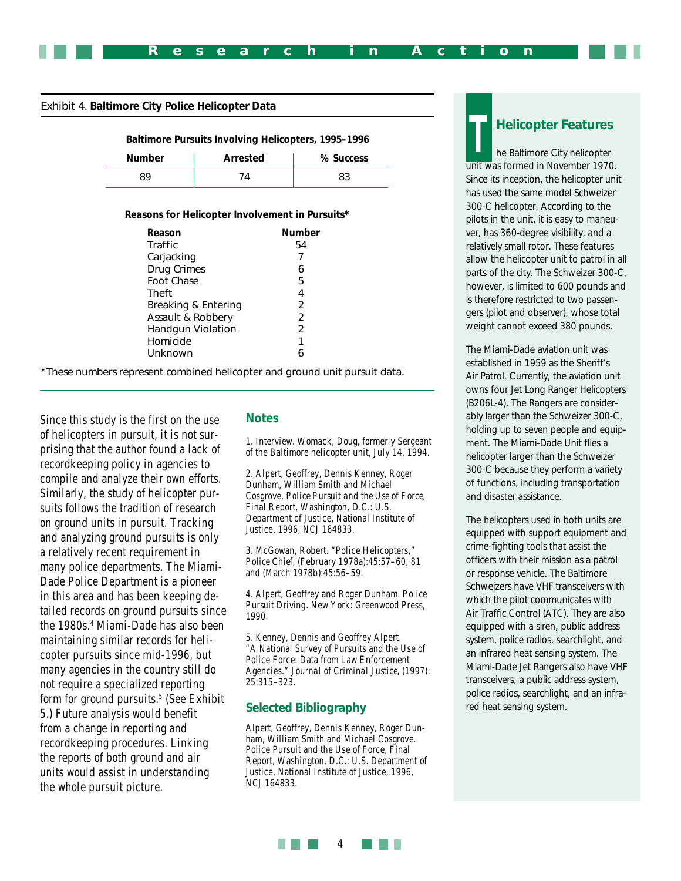Exhibit 4. **Baltimore City Police Helicopter Data**

**Baltimore Pursuits Involving Helicopters, 1995–1996**

| Number | Arrested | % Success |
|---|---|---|
| 89 | 74 | 83 |

**Reasons for Helicopter Involvement in Pursuits***

| Reason | Number |
|---|---|
| Traffic | 54 |
| Carjacking | 7 |
| Drug Crimes | 6 |
| Foot Chase | 5 |
| Theft | 4 |
| Breaking & Entering | 2 |
| Assault & Robbery | 2 |
| Handgun Violation | 2 |
| Homicide | 1 |
| Unknown | 6 |

*These numbers represent combined helicopter and ground unit pursuit data.

Since this study is the first on the use of helicopters in pursuit, it is not surprising that the author found a lack of recordkeeping policy in agencies to compile and analyze their own efforts. Similarly, the study of helicopter pursuits follows the tradition of research on ground units in pursuit. Tracking and analyzing ground pursuits is only a relatively recent requirement in many police departments. The Miami-Dade Police Department is a pioneer in this area and has been keeping detailed records on ground pursuits since the 1980s.[4] Miami-Dade has also been maintaining similar records for helicopter pursuits since mid-1996, but many agencies in the country still do not require a specialized reporting form for ground pursuits.[5] (See Exhibit 5.) Future analysis would benefit from a change in reporting and recordkeeping procedures. Linking the reports of both ground and air units would assist in understanding the whole pursuit picture.

## Notes

1. Interview. Womack, Doug, formerly Sergeant of the Baltimore helicopter unit, July 14, 1994.

2. Alpert, Geoffrey, Dennis Kenney, Roger Dunham, William Smith and Michael Cosgrove. *Police Pursuit and the Use of Force, Final Report*, Washington, D.C.: U.S. Department of Justice, National Institute of Justice, 1996, NCJ 164833.

3. McGowan, Robert. "Police Helicopters," *Police Chief*, (February 1978a):45:57–60, 81 and (March 1978b):45:56–59.

4. Alpert, Geoffrey and Roger Dunham. *Police Pursuit Driving*. New York: Greenwood Press, 1990.

5. Kenney, Dennis and Geoffrey Alpert. "A National Survey of Pursuits and the Use of Police Force: Data from Law Enforcement Agencies." *Journal of Criminal Justice*, (1997): 25:315–323.

## Selected Bibliography

Alpert, Geoffrey, Dennis Kenney, Roger Dunham, William Smith and Michael Cosgrove. *Police Pursuit and the Use of Force, Final Report*, Washington, D.C.: U.S. Department of Justice, National Institute of Justice, 1996, NCJ 164833.

## Helicopter Features

The Baltimore City helicopter unit was formed in November 1970. Since its inception, the helicopter unit has used the same model Schweizer 300-C helicopter. According to the pilots in the unit, it is easy to maneuver, has 360-degree visibility, and a relatively small rotor. These features allow the helicopter unit to patrol in all parts of the city. The Schweizer 300-C, however, is limited to 600 pounds and is therefore restricted to two passengers (pilot and observer), whose total weight cannot exceed 380 pounds.

The Miami-Dade aviation unit was established in 1959 as the Sheriff's Air Patrol. Currently, the aviation unit owns four Jet Long Ranger Helicopters (B206L-4). The Rangers are considerably larger than the Schweizer 300-C, holding up to seven people and equipment. The Miami-Dade Unit flies a helicopter larger than the Schweizer 300-C because they perform a variety of functions, including transportation and disaster assistance.

The helicopters used in both units are equipped with support equipment and crime-fighting tools that assist the officers with their mission as a patrol or response vehicle. The Baltimore Schweizers have VHF transceivers with which the pilot communicates with Air Traffic Control (ATC). They are also equipped with a siren, public address system, police radios, searchlight, and an infrared heat sensing system. The Miami-Dade Jet Rangers also have VHF transceivers, a public address system, police radios, searchlight, and an infrared heat sensing system.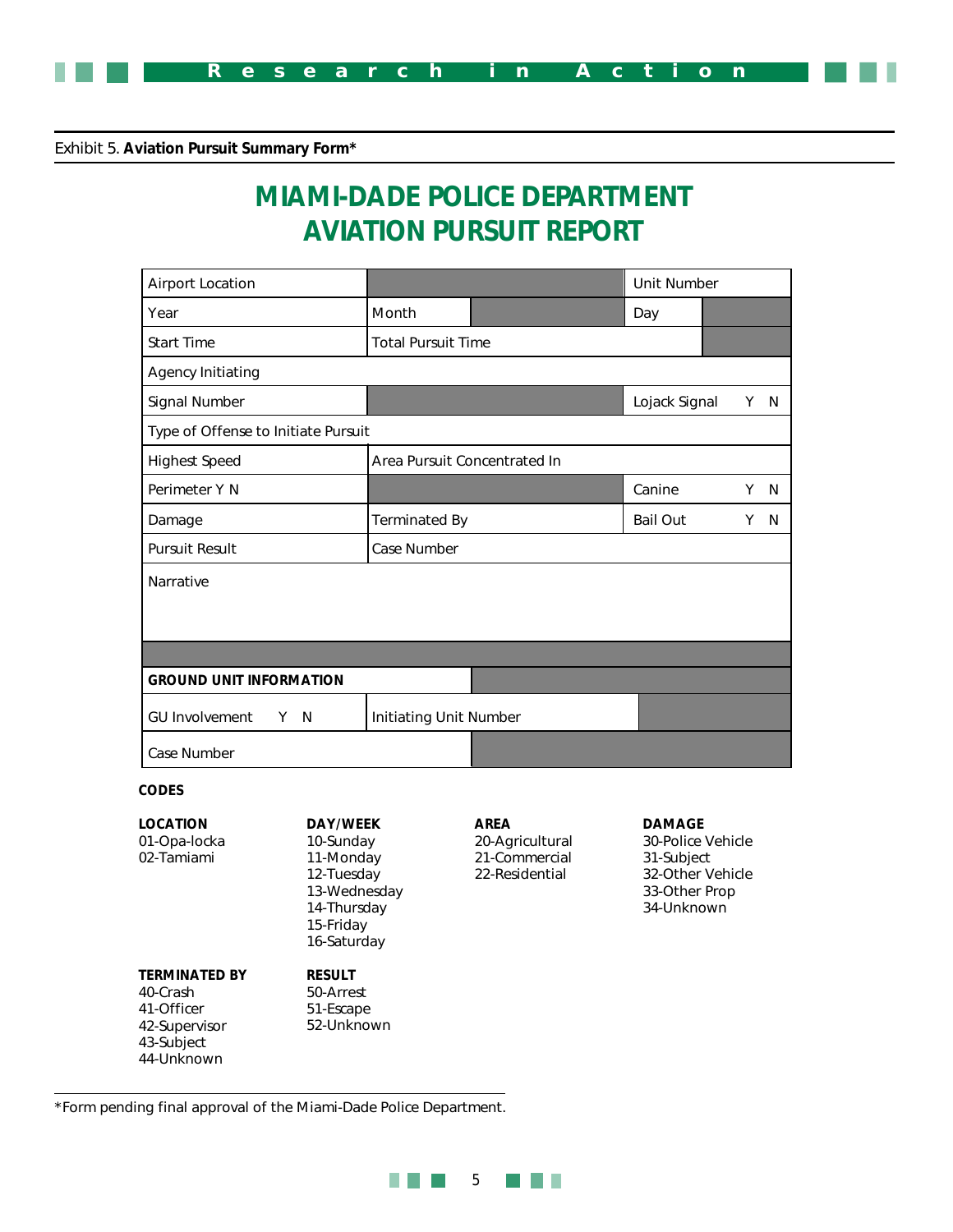Exhibit 5. **Aviation Pursuit Summary Form***

# MIAMI-DADE POLICE DEPARTMENT
# AVIATION PURSUIT REPORT

| | | | |
|---|---|---|---|
| Airport Location | | Unit Number | |
| Year | Month | Day | |
| Start Time | Total Pursuit Time | | |
| Agency Initiating | | | |
| Signal Number | | Lojack Signal Y N | |
| Type of Offense to Initiate Pursuit | | | |
| Highest Speed | Area Pursuit Concentrated In | | |
| Perimeter Y N | | Canine Y N | |
| Damage | Terminated By | Bail Out Y N | |
| Pursuit Result | Case Number | | |
| Narrative | | | |
| | | | |
| **GROUND UNIT INFORMATION** | | | |
| GU Involvement Y N | Initiating Unit Number | | |
| Case Number | | | |

**CODES**

**LOCATION**
01-Opa-locka
02-Tamiami

**DAY/WEEK**
10-Sunday
11-Monday
12-Tuesday
13-Wednesday
14-Thursday
15-Friday
16-Saturday

**AREA**
20-Agricultural
21-Commercial
22-Residential

**DAMAGE**
30-Police Vehicle
31-Subject
32-Other Vehicle
33-Other Prop
34-Unknown

**TERMINATED BY**
40-Crash
41-Officer
42-Supervisor
43-Subject
44-Unknown

**RESULT**
50-Arrest
51-Escape
52-Unknown

*Form pending final approval of the Miami-Dade Police Department.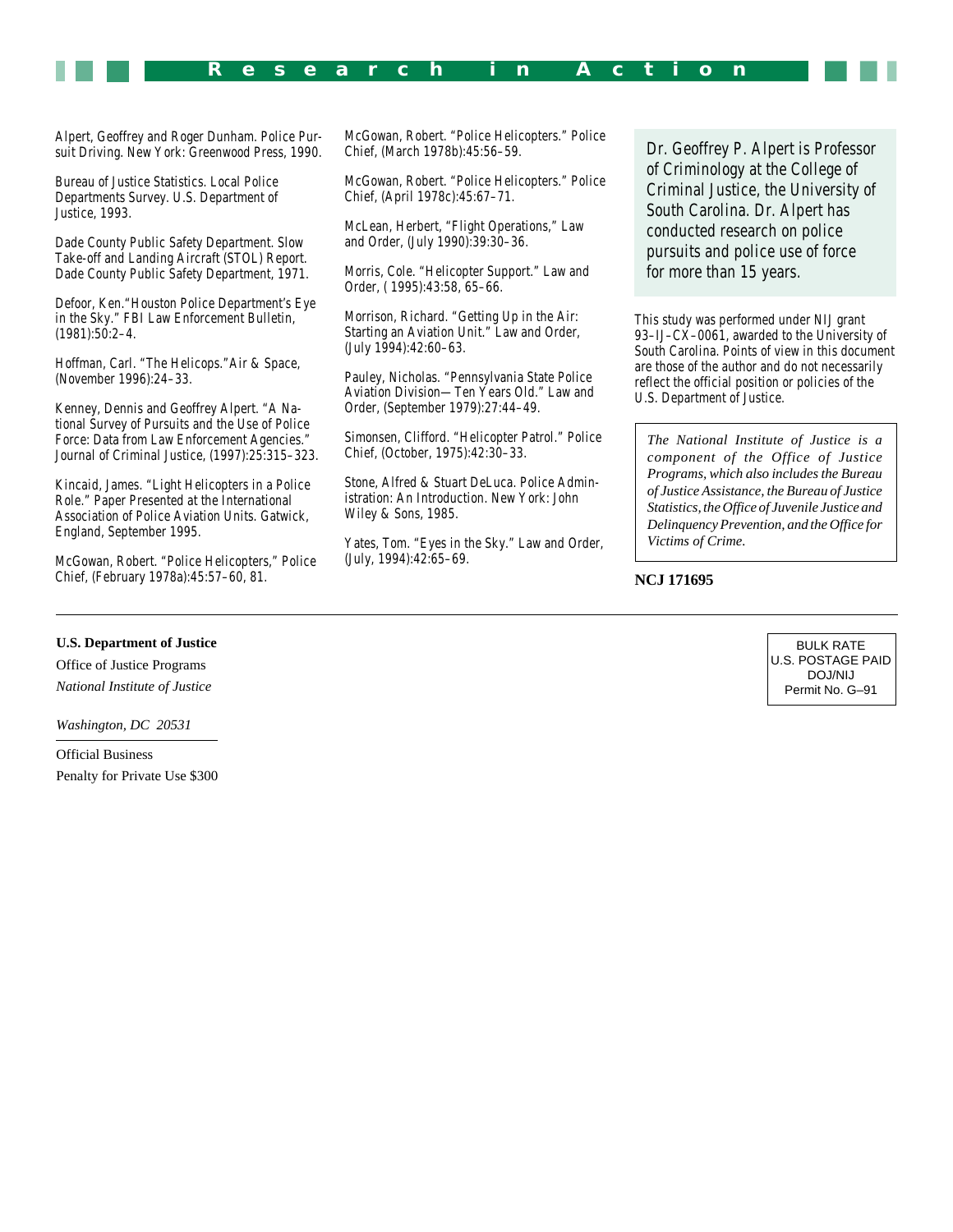Alpert, Geoffrey and Roger Dunham. Police Pursuit Driving. New York: Greenwood Press, 1990.

Bureau of Justice Statistics. Local Police Departments Survey. U.S. Department of Justice, 1993.

Dade County Public Safety Department. Slow Take-off and Landing Aircraft (STOL) Report. Dade County Public Safety Department, 1971.

Defoor, Ken."Houston Police Department's Eye in the Sky." FBI Law Enforcement Bulletin, (1981):50:2–4.

Hoffman, Carl. "The Helicops."Air & Space, (November 1996):24–33.

Kenney, Dennis and Geoffrey Alpert. "A National Survey of Pursuits and the Use of Police Force: Data from Law Enforcement Agencies." Journal of Criminal Justice, (1997):25:315–323.

Kincaid, James. "Light Helicopters in a Police Role." Paper Presented at the International Association of Police Aviation Units. Gatwick, England, September 1995.

McGowan, Robert. "Police Helicopters," Police Chief, (February 1978a):45:57–60, 81.

McGowan, Robert. "Police Helicopters." Police Chief, (March 1978b):45:56–59.

McGowan, Robert. "Police Helicopters." Police Chief, (April 1978c):45:67–71.

McLean, Herbert, "Flight Operations," Law and Order, (July 1990):39:30–36.

Morris, Cole. "Helicopter Support." Law and Order, ( 1995):43:58, 65–66.

Morrison, Richard. "Getting Up in the Air: Starting an Aviation Unit." Law and Order, (July 1994):42:60–63.

Pauley, Nicholas. "Pennsylvania State Police Aviation Division—Ten Years Old." Law and Order, (September 1979):27:44–49.

Simonsen, Clifford. "Helicopter Patrol." Police Chief, (October, 1975):42:30–33.

Stone, Alfred & Stuart DeLuca. Police Administration: An Introduction. New York: John Wiley & Sons, 1985.

Yates, Tom. "Eyes in the Sky." Law and Order, (July, 1994):42:65–69.

Dr. Geoffrey P. Alpert is Professor of Criminology at the College of Criminal Justice, the University of South Carolina. Dr. Alpert has conducted research on police pursuits and police use of force for more than 15 years.

This study was performed under NIJ grant 93–IJ–CX–0061, awarded to the University of South Carolina. Points of view in this document are those of the author and do not necessarily reflect the official position or policies of the U.S. Department of Justice.

*The National Institute of Justice is a component of the Office of Justice Programs, which also includes the Bureau of Justice Assistance, the Bureau of Justice Statistics, the Office of Juvenile Justice and Delinquency Prevention, and the Office for Victims of Crime.*

**NCJ 171695**

---

**U.S. Department of Justice**

Office of Justice Programs

*National Institute of Justice*

*Washington, DC 20531*

Official Business

Penalty for Private Use $300

BULK RATE
U.S. POSTAGE PAID
DOJ/NIJ
Permit No. G–91